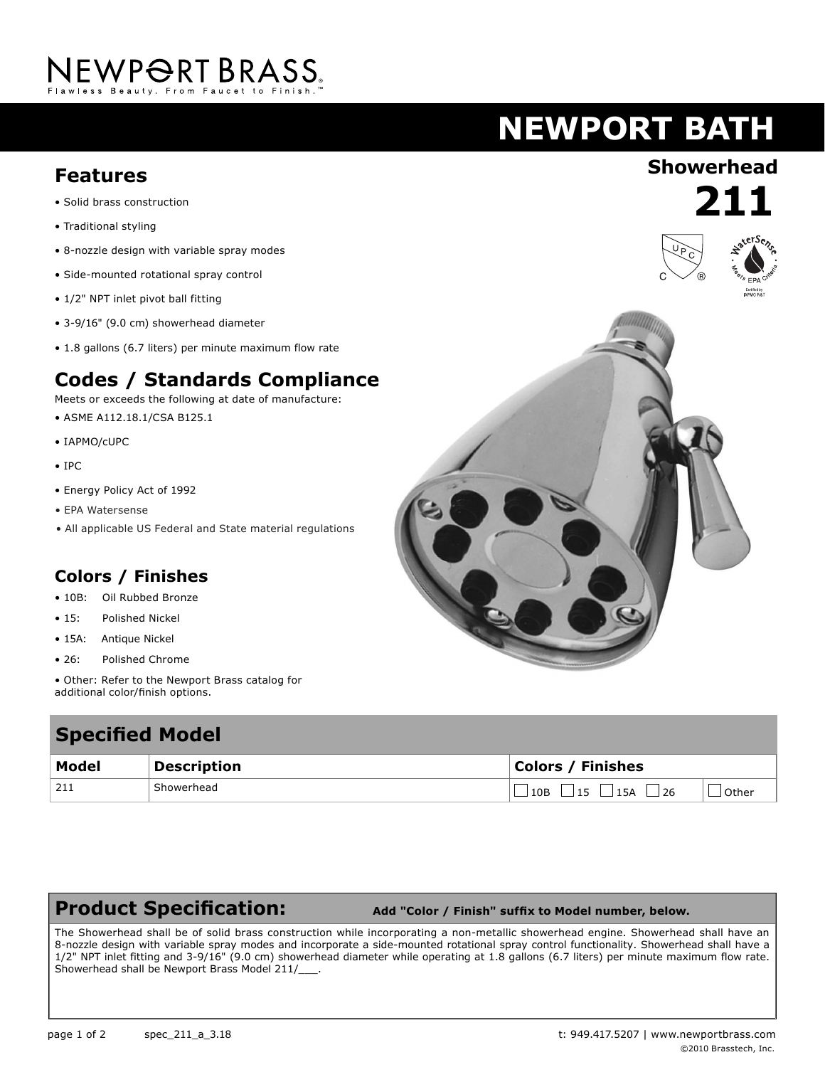NEWPORT BRASS®

Flawless Beauty. From Faucet to Finish.™

# NEWPORT BATH

## Showerhead
## 211

## Features

- Solid brass construction
- Traditional styling
- 8-nozzle design with variable spray modes
- Side-mounted rotational spray control
- 1/2" NPT inlet pivot ball fitting
- 3-9/16" (9.0 cm) showerhead diameter
- 1.8 gallons (6.7 liters) per minute maximum flow rate

## Codes / Standards Compliance

Meets or exceeds the following at date of manufacture:

- ASME A112.18.1/CSA B125.1
- IAPMO/cUPC
- IPC
- Energy Policy Act of 1992
- EPA Watersense
- All applicable US Federal and State material regulations

## Colors / Finishes

- 10B: Oil Rubbed Bronze
- 15: Polished Nickel
- 15A: Antique Nickel
- 26: Polished Chrome
- Other: Refer to the Newport Brass catalog for additional color/finish options.

## Specified Model

| Model | Description | Colors / Finishes | |
|---|---|---|---|
| 211 | Showerhead | ☐ 10B ☐ 15 ☐ 15A ☐ 26 | ☐ Other |

## Product Specification: **Add "Color / Finish" suffix to Model number, below.**

The Showerhead shall be of solid brass construction while incorporating a non-metallic showerhead engine. Showerhead shall have an 8-nozzle design with variable spray modes and incorporate a side-mounted rotational spray control functionality. Showerhead shall have a 1/2" NPT inlet fitting and 3-9/16" (9.0 cm) showerhead diameter while operating at 1.8 gallons (6.7 liters) per minute maximum flow rate. Showerhead shall be Newport Brass Model 211/___.

spec_211_a_3.18

t: 949.417.5207 | www.newportbrass.com

©2010 Brasstech, Inc.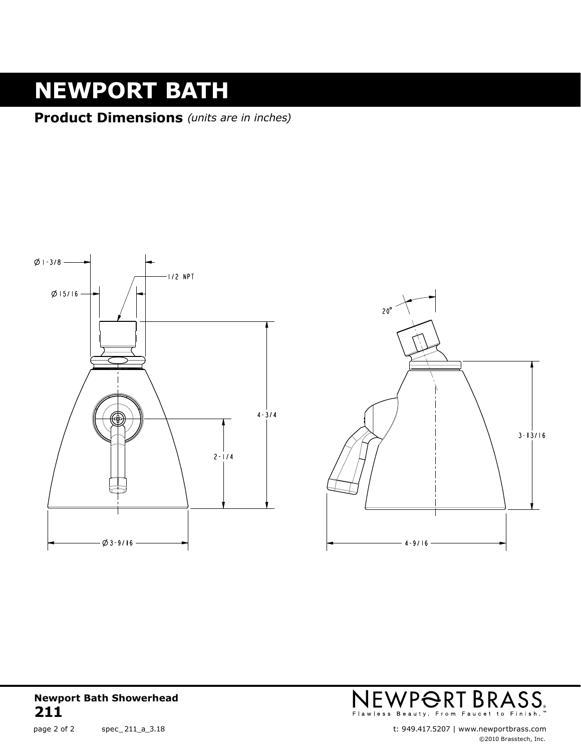# NEWPORT BATH

**Product Dimensions** *(units are in inches)*

Ø 1-3/8

1/2 NPT

Ø 15/16

4-3/4

2-1/4

Ø 3-9/16

20°

3-13/16

4-9/16

**Newport Bath Showerhead**
**211**

spec_211_a_3.18

NEWPORT BRASS®
Flawless Beauty. From Faucet to Finish.™

t: 949.417.5207 | www.newportbrass.com

©2010 Brasstech, Inc.